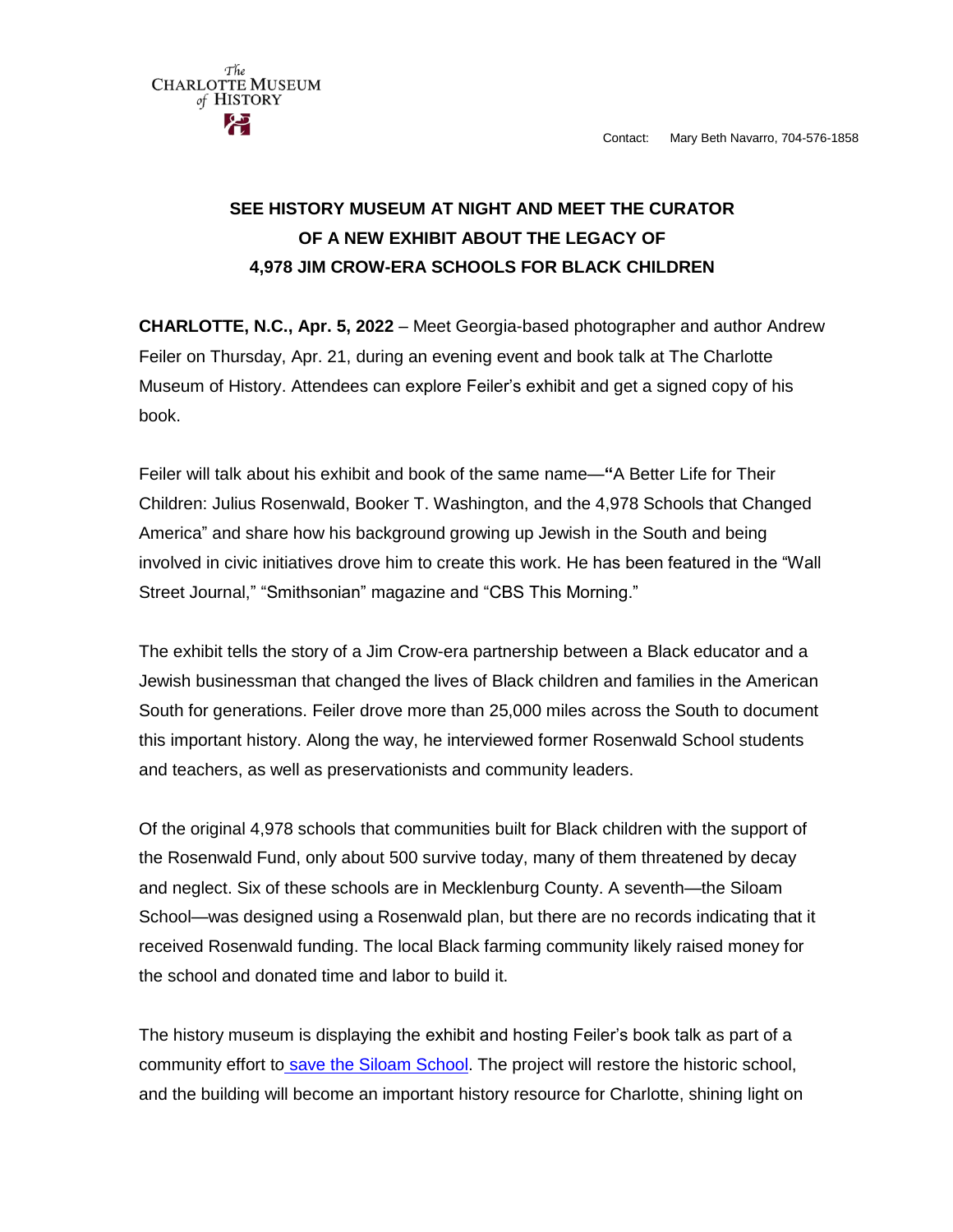The Charlotte Museum of History

Contact: Mary Beth Navarro, 704-576-1858

## SEE HISTORY MUSEUM AT NIGHT AND MEET THE CURATOR OF A NEW EXHIBIT ABOUT THE LEGACY OF 4,978 JIM CROW-ERA SCHOOLS FOR BLACK CHILDREN

**CHARLOTTE, N.C., Apr. 5, 2022** – Meet Georgia-based photographer and author Andrew Feiler on Thursday, Apr. 21, during an evening event and book talk at The Charlotte Museum of History. Attendees can explore Feiler's exhibit and get a signed copy of his book.

Feiler will talk about his exhibit and book of the same name—"A Better Life for Their Children: Julius Rosenwald, Booker T. Washington, and the 4,978 Schools that Changed America" and share how his background growing up Jewish in the South and being involved in civic initiatives drove him to create this work. He has been featured in the "Wall Street Journal," "Smithsonian" magazine and "CBS This Morning."

The exhibit tells the story of a Jim Crow-era partnership between a Black educator and a Jewish businessman that changed the lives of Black children and families in the American South for generations. Feiler drove more than 25,000 miles across the South to document this important history. Along the way, he interviewed former Rosenwald School students and teachers, as well as preservationists and community leaders.

Of the original 4,978 schools that communities built for Black children with the support of the Rosenwald Fund, only about 500 survive today, many of them threatened by decay and neglect. Six of these schools are in Mecklenburg County. A seventh—the Siloam School—was designed using a Rosenwald plan, but there are no records indicating that it received Rosenwald funding. The local Black farming community likely raised money for the school and donated time and labor to build it.

The history museum is displaying the exhibit and hosting Feiler's book talk as part of a community effort to save the Siloam School. The project will restore the historic school, and the building will become an important history resource for Charlotte, shining light on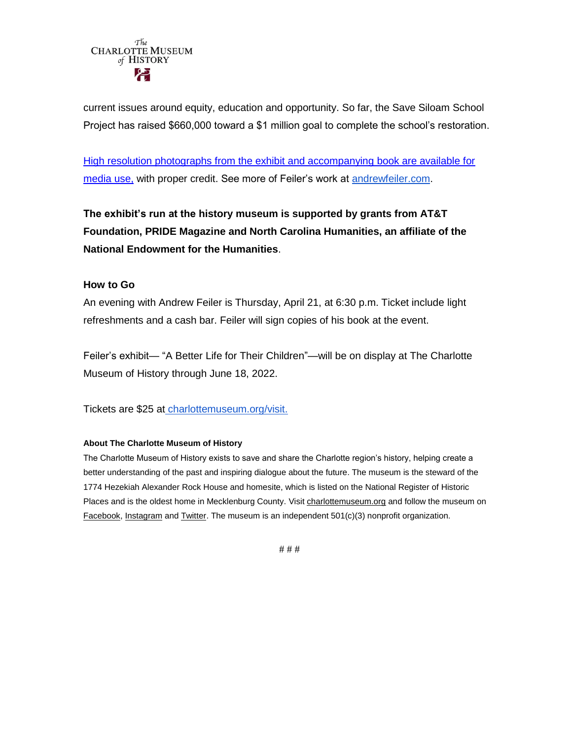current issues around equity, education and opportunity. So far, the Save Siloam School Project has raised $660,000 toward a $1 million goal to complete the school's restoration.

High resolution photographs from the exhibit and accompanying book are available for media use, with proper credit. See more of Feiler's work at andrewfeiler.com.

**The exhibit's run at the history museum is supported by grants from AT&T Foundation, PRIDE Magazine and North Carolina Humanities, an affiliate of the National Endowment for the Humanities**.

**How to Go**

An evening with Andrew Feiler is Thursday, April 21, at 6:30 p.m. Ticket include light refreshments and a cash bar. Feiler will sign copies of his book at the event.

Feiler's exhibit— "A Better Life for Their Children"—will be on display at The Charlotte Museum of History through June 18, 2022.

Tickets are $25 at charlottemuseum.org/visit.

**About The Charlotte Museum of History**

The Charlotte Museum of History exists to save and share the Charlotte region's history, helping create a better understanding of the past and inspiring dialogue about the future. The museum is the steward of the 1774 Hezekiah Alexander Rock House and homesite, which is listed on the National Register of Historic Places and is the oldest home in Mecklenburg County. Visit charlottemuseum.org and follow the museum on Facebook, Instagram and Twitter. The museum is an independent 501(c)(3) nonprofit organization.

# # #